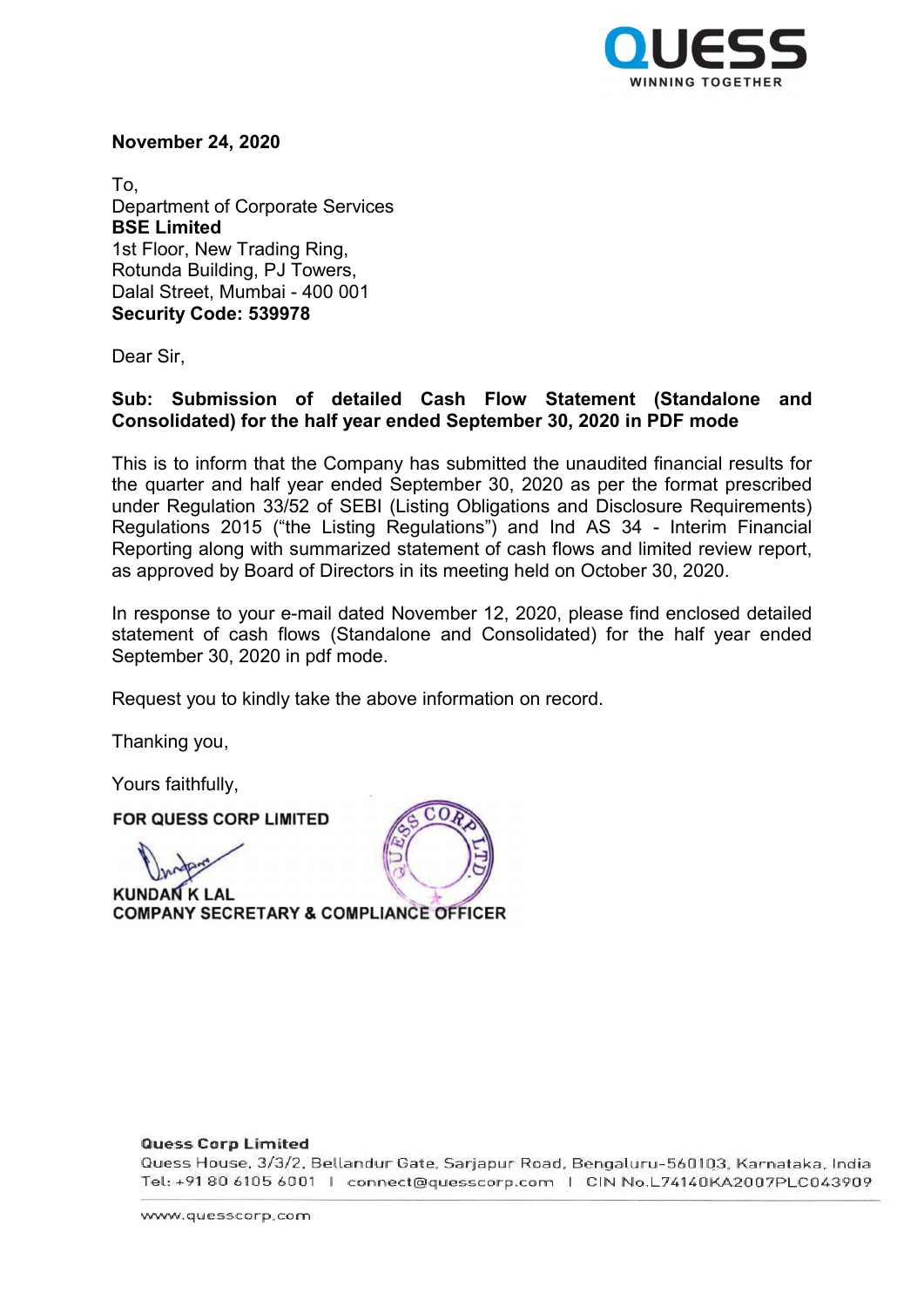**November 24, 2020**

To,
Department of Corporate Services
**BSE Limited**
1st Floor, New Trading Ring,
Rotunda Building, PJ Towers,
Dalal Street, Mumbai - 400 001
**Security Code: 539978**

Dear Sir,

**Sub: Submission of detailed Cash Flow Statement (Standalone and Consolidated) for the half year ended September 30, 2020 in PDF mode**

This is to inform that the Company has submitted the unaudited financial results for the quarter and half year ended September 30, 2020 as per the format prescribed under Regulation 33/52 of SEBI (Listing Obligations and Disclosure Requirements) Regulations 2015 ("the Listing Regulations") and Ind AS 34 - Interim Financial Reporting along with summarized statement of cash flows and limited review report, as approved by Board of Directors in its meeting held on October 30, 2020.

In response to your e-mail dated November 12, 2020, please find enclosed detailed statement of cash flows (Standalone and Consolidated) for the half year ended September 30, 2020 in pdf mode.

Request you to kindly take the above information on record.

Thanking you,

Yours faithfully,

**FOR QUESS CORP LIMITED**

**KUNDAN K LAL**
**COMPANY SECRETARY & COMPLIANCE OFFICER**

**Quess Corp Limited**
Quess House, 3/3/2, Bellandur Gate, Sarjapur Road, Bengaluru-560103, Karnataka, India
Tel: +91 80 6105 6001 | connect@quesscorp.com | CIN No.L74140KA2007PLC043909

www.quesscorp.com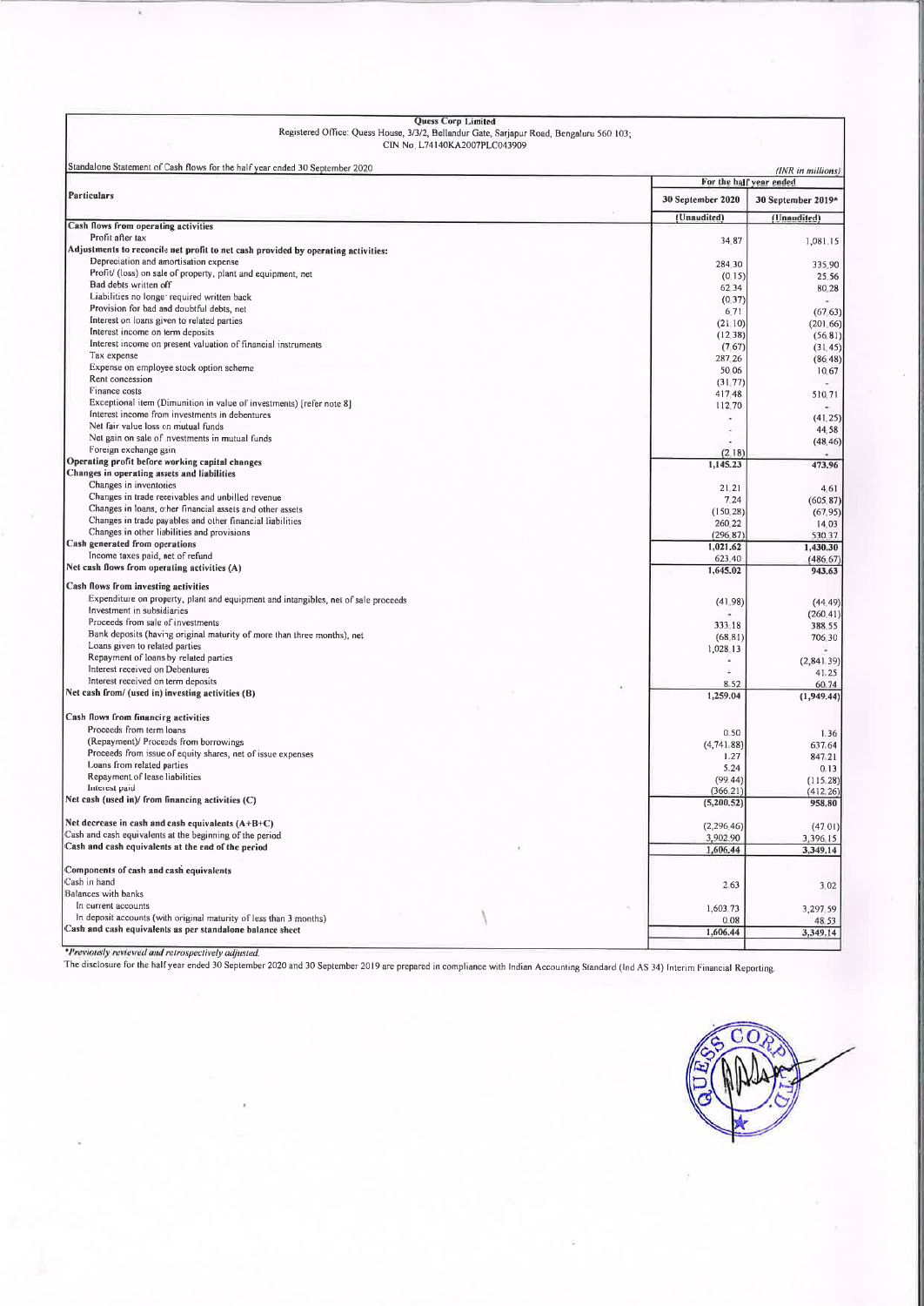**Quess Corp Limited**

Registered Office: Quess House, 3/3/2, Bellandur Gate, Sarjapur Road, Bengaluru 560 103;

CIN No. L74140KA2007PLC043909

Standalone Statement of Cash flows for the half year ended 30 September 2020

*(INR in millions)*

| Particulars | For the half year ended | |
|---|---|---|
| | 30 September 2020 | 30 September 2019* |
| | (Unaudited) | (Unaudited) |
| **Cash flows from operating activities** | | |
| Profit after tax | 34.87 | 1,081.15 |
| **Adjustments to reconcile net profit to net cash provided by operating activities:** | | |
| Depreciation and amortisation expense | 284.30 | 335.90 |
| Profit/ (loss) on sale of property, plant and equipment, net | (0.15) | 25.56 |
| Bad debts written off | 62.34 | 80.28 |
| Liabilities no longer required written back | (0.37) | - |
| Provision for bad and doubtful debts, net | 6.71 | (67.63) |
| Interest on loans given to related parties | (21.10) | (201.66) |
| Interest income on term deposits | (12.38) | (56.81) |
| Interest income on present valuation of financial instruments | (7.67) | (31.45) |
| Tax expense | 287.26 | (86.48) |
| Expense on employee stock option scheme | 50.06 | 10.67 |
| Rent concession | (31.77) | - |
| Finance costs | 417.48 | 510.71 |
| Exceptional item (Dimunition in value of investments) [refer note 8] | 112.70 | - |
| Interest income from investments in debentures | - | (41.25) |
| Net fair value loss on mutual funds | - | 44.58 |
| Net gain on sale of investments in mutual funds | - | (48.46) |
| Foreign exchange gain | (2.18) | - |
| **Operating profit before working capital changes** | **1,145.23** | **473.96** |
| **Changes in operating assets and liabilities** | | |
| Changes in inventories | 21.21 | 4.61 |
| Changes in trade receivables and unbilled revenue | 7.24 | (605.87) |
| Changes in loans, other financial assets and other assets | (150.28) | (67.95) |
| Changes in trade payables and other financial liabilities | 260.22 | 14.03 |
| Changes in other liabilities and provisions | (296.87) | 530.37 |
| **Cash generated from operations** | **1,021.62** | **1,430.30** |
| Income taxes paid, net of refund | 623.40 | (486.67) |
| **Net cash flows from operating activities (A)** | **1,645.02** | **943.63** |
| **Cash flows from investing activities** | | |
| Expenditure on property, plant and equipment and intangibles, net of sale proceeds | (41.98) | (44.49) |
| Investment in subsidiaries | - | (260.41) |
| Proceeds from sale of investments | 333.18 | 388.55 |
| Bank deposits (having original maturity of more than three months), net | (68.81) | 706.30 |
| Loans given to related parties | 1,028.13 | - |
| Repayment of loans by related parties | - | (2,841.39) |
| Interest received on Debentures | - | 41.25 |
| Interest received on term deposits | 8.52 | 60.74 |
| **Net cash from/ (used in) investing activities (B)** | **1,259.04** | **(1,949.44)** |
| **Cash flows from financing activities** | | |
| Proceeds from term loans | 0.50 | 1.36 |
| (Repayment)/ Proceeds from borrowings | (4,741.88) | 637.64 |
| Proceeds from issue of equity shares, net of issue expenses | 1.27 | 847.21 |
| Loans from related parties | 5.24 | 0.13 |
| Repayment of lease liabilities | (99.44) | (115.28) |
| Interest paid | (366.21) | (412.26) |
| **Net cash (used in)/ from financing activities (C)** | **(5,200.52)** | **958.80** |
| **Net decrease in cash and cash equivalents (A+B+C)** | (2,296.46) | (47.01) |
| Cash and cash equivalents at the beginning of the period | 3,902.90 | 3,396.15 |
| **Cash and cash equivalents at the end of the period** | **1,606.44** | **3,349.14** |
| **Components of cash and cash equivalents** | | |
| Cash in hand | 2.63 | 3.02 |
| Balances with banks | | |
| In current accounts | 1,603.73 | 3,297.59 |
| In deposit accounts (with original maturity of less than 3 months) | 0.08 | 48.53 |
| **Cash and cash equivalents as per standalone balance sheet** | **1,606.44** | **3,349.14** |

*\*Previously reviewed and retrospectively adjusted.*

The disclosure for the half year ended 30 September 2020 and 30 September 2019 are prepared in compliance with Indian Accounting Standard (Ind AS 34) Interim Financial Reporting.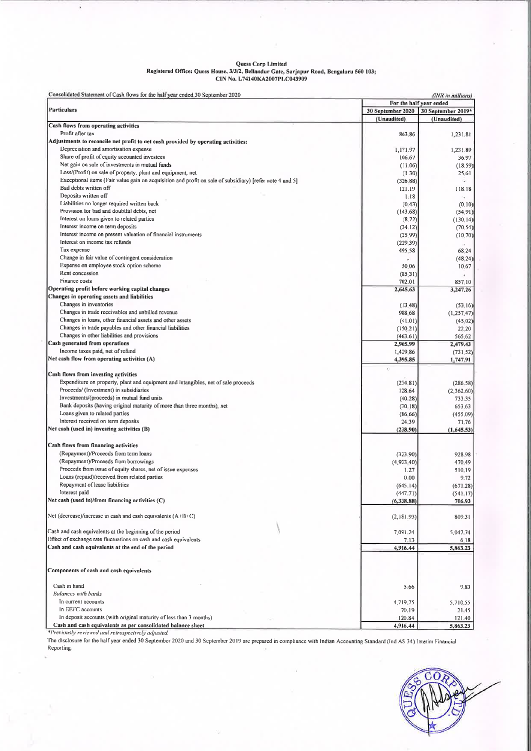**Quess Corp Limited**
**Registered Office: Quess House, 3/3/2, Bellandur Gate, Sarjapur Road, Bengaluru 560 103;**
**CIN No. L74140KA2007PLC043909**

Consolidated Statement of Cash flows for the half year ended 30 September 2020 *(INR in millions)*

| Particulars | For the half year ended | |
|---|---|---|
| | 30 September 2020 | 30 September 2019* |
| | (Unaudited) | (Unaudited) |
| **Cash flows from operating activities** | | |
| Profit after tax | 863.86 | 1,231.81 |
| **Adjustments to reconcile net profit to net cash provided by operating activities:** | | |
| Depreciation and amortisation expense | 1,171.97 | 1,231.89 |
| Share of profit of equity accounted investees | 106.67 | 36.97 |
| Net gain on sale of investments in mutual funds | (11.06) | (18.59) |
| Loss/(Profit) on sale of property, plant and equipment, net | (1.30) | 25.61 |
| Exceptional items (Fair value gain on acquisition and profit on sale of subsidiary) [refer note 4 and 5] | (326.88) | - |
| Bad debts written off | 121.19 | 118.18 |
| Deposits written off | 1.18 | - |
| Liabilities no longer required written back | (0.43) | (0.10) |
| Provision for bad and doubtful debts, net | (143.68) | (54.91) |
| Interest on loans given to related parties | (8.72) | (130.14) |
| Interest income on term deposits | (34.12) | (70.54) |
| Interest income on present valuation of financial instruments | (25.99) | (10.70) |
| Interest on income tax refunds | (229.39) | - |
| Tax expense | 495.58 | 68.24 |
| Change in fair value of contingent consideration | - | (48.24) |
| Expense on employee stock option scheme | 50.06 | 10.67 |
| Rent concession | (85.31) | - |
| Finance costs | 702.01 | 857.10 |
| **Operating profit before working capital changes** | **2,645.63** | **3,247.26** |
| **Changes in operating assets and liabilities** | | |
| Changes in inventories | (13.48) | (53.16) |
| Changes in trade receivables and unbilled revenue | 988.68 | (1,257.47) |
| Changes in loans, other financial assets and other assets | (41.01) | (45.02) |
| Changes in trade payables and other financial liabilities | (150.21) | 22.20 |
| Changes in other liabilities and provisions | (463.61) | 565.62 |
| **Cash generated from operations** | **2,965.99** | **2,479.43** |
| Income taxes paid, net of refund | 1,429.86 | (731.52) |
| **Net cash flow from operating activities (A)** | **4,395.85** | **1,747.91** |
| | | |
| **Cash flows from investing activities** | | |
| Expenditure on property, plant and equipment and intangibles, net of sale proceeds | (234.81) | (286.58) |
| Proceeds/ (Investment) in subsidiaries | 128.64 | (2,362.60) |
| Investments/(proceeds) in mutual fund units | (40.28) | 733.35 |
| Bank deposits (having original maturity of more than three months), net | (30.18) | 653.63 |
| Loans given to related parties | (86.66) | (455.09) |
| Interest received on term deposits | 24.39 | 71.76 |
| **Net cash (used in) investing activities (B)** | **(238.90)** | **(1,645.53)** |
| | | |
| **Cash flows from financing activities** | | |
| (Repayment)/Proceeds from term loans | (323.90) | 928.98 |
| (Repayment)/Proceeds from borrowings | (4,923.40) | 470.49 |
| Proceeds from issue of equity shares, net of issue expenses | 1.27 | 510.19 |
| Loans (repaid)/received from related parties | 0.00 | 9.72 |
| Repayment of lease liabilities | (645.14) | (671.28) |
| Interest paid | (447.71) | (541.17) |
| **Net cash (used in)/from financing activities (C)** | **(6,338.88)** | **706.93** |
| | | |
| Net (decrease)/increase in cash and cash equivalents (A+B+C) | (2,181.93) | 809.31 |
| | | |
| Cash and cash equivalents at the beginning of the period | 7,091.24 | 5,047.74 |
| Effect of exchange rate fluctuations on cash and cash equivalents | 7.13 | 6.18 |
| **Cash and cash equivalents at the end of the period** | **4,916.44** | **5,863.23** |
| | | |
| **Components of cash and cash equivalents** | | |
| | | |
| Cash in hand | 5.66 | 9.83 |
| *Balances with banks* | | |
| In current accounts | 4,719.75 | 5,710.55 |
| In EEFC accounts | 70.19 | 21.45 |
| In deposit accounts (with original maturity of less than 3 months) | 120.84 | 121.40 |
| **Cash and cash equivalents as per consolidated balance sheet** | **4,916.44** | **5,863.23** |

*\*Previously reviewed and retrospectively adjusted.*

The disclosure for the half year ended 30 September 2020 and 30 September 2019 are prepared in compliance with Indian Accounting Standard (Ind AS 34) Interim Financial Reporting.